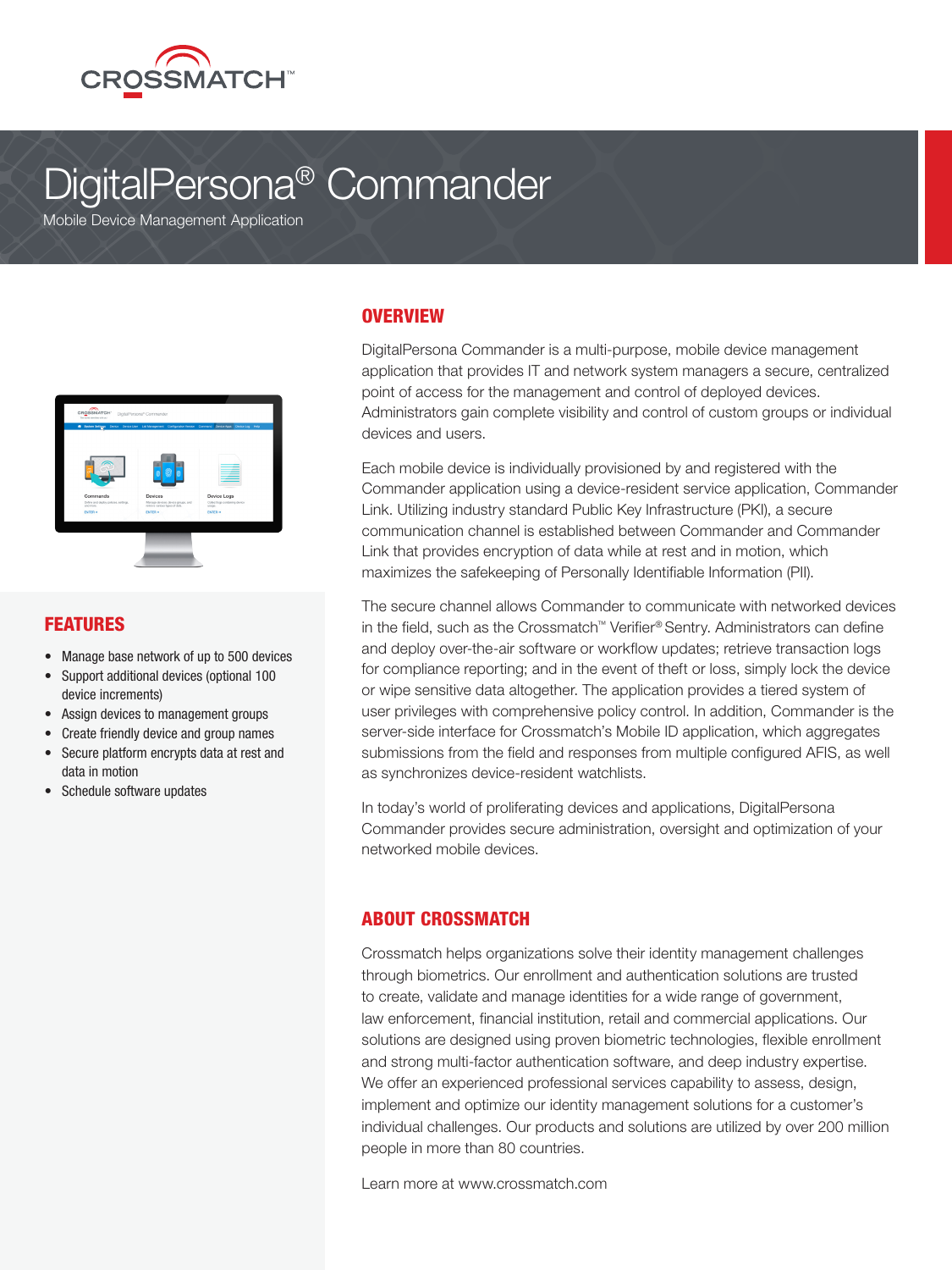CROSSMATCH™

# DigitalPersona® Commander

Mobile Device Management Application

## FEATURES

- Manage base network of up to 500 devices
- Support additional devices (optional 100 device increments)
- Assign devices to management groups
- Create friendly device and group names
- Secure platform encrypts data at rest and data in motion
- Schedule software updates

## OVERVIEW

DigitalPersona Commander is a multi-purpose, mobile device management application that provides IT and network system managers a secure, centralized point of access for the management and control of deployed devices. Administrators gain complete visibility and control of custom groups or individual devices and users.

Each mobile device is individually provisioned by and registered with the Commander application using a device-resident service application, Commander Link. Utilizing industry standard Public Key Infrastructure (PKI), a secure communication channel is established between Commander and Commander Link that provides encryption of data while at rest and in motion, which maximizes the safekeeping of Personally Identifiable Information (PII).

The secure channel allows Commander to communicate with networked devices in the field, such as the Crossmatch™ Verifier® Sentry. Administrators can define and deploy over-the-air software or workflow updates; retrieve transaction logs for compliance reporting; and in the event of theft or loss, simply lock the device or wipe sensitive data altogether. The application provides a tiered system of user privileges with comprehensive policy control. In addition, Commander is the server-side interface for Crossmatch's Mobile ID application, which aggregates submissions from the field and responses from multiple configured AFIS, as well as synchronizes device-resident watchlists.

In today's world of proliferating devices and applications, DigitalPersona Commander provides secure administration, oversight and optimization of your networked mobile devices.

## ABOUT CROSSMATCH

Crossmatch helps organizations solve their identity management challenges through biometrics. Our enrollment and authentication solutions are trusted to create, validate and manage identities for a wide range of government, law enforcement, financial institution, retail and commercial applications. Our solutions are designed using proven biometric technologies, flexible enrollment and strong multi-factor authentication software, and deep industry expertise. We offer an experienced professional services capability to assess, design, implement and optimize our identity management solutions for a customer's individual challenges. Our products and solutions are utilized by over 200 million people in more than 80 countries.

Learn more at www.crossmatch.com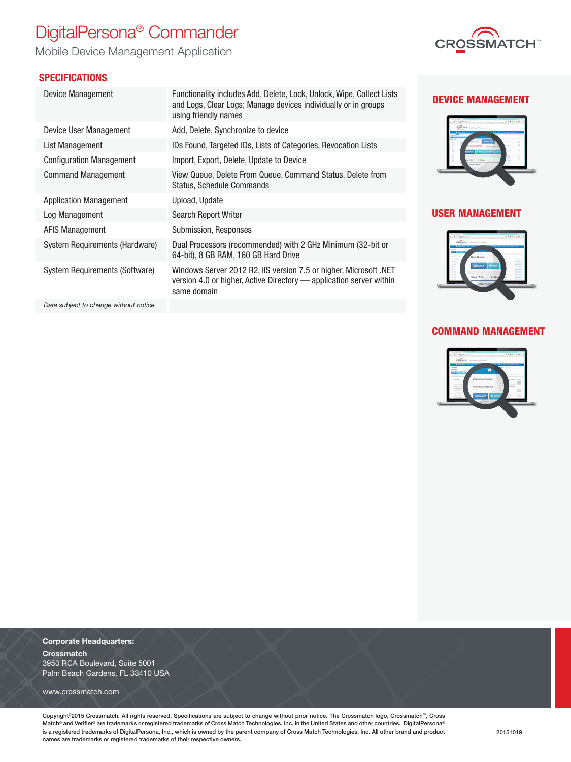# DigitalPersona® Commander

Mobile Device Management Application

## SPECIFICATIONS

| | |
|---|---|
| Device Management | Functionality includes Add, Delete, Lock, Unlock, Wipe, Collect Lists and Logs, Clear Logs; Manage devices individually or in groups using friendly names |
| Device User Management | Add, Delete, Synchronize to device |
| List Management | IDs Found, Targeted IDs, Lists of Categories, Revocation Lists |
| Configuration Management | Import, Export, Delete, Update to Device |
| Command Management | View Queue, Delete From Queue, Command Status, Delete from Status, Schedule Commands |
| Application Management | Upload, Update |
| Log Management | Search Report Writer |
| AFIS Management | Submission, Responses |
| System Requirements (Hardware) | Dual Processors (recommended) with 2 GHz Minimum (32-bit or 64-bit), 8 GB RAM, 160 GB Hard Drive |
| System Requirements (Software) | Windows Server 2012 R2, IIS version 7.5 or higher, Microsoft .NET version 4.0 or higher, Active Directory — application server within same domain |
| *Data subject to change without notice* | |

## DEVICE MANAGEMENT

## USER MANAGEMENT

## COMMAND MANAGEMENT

**Corporate Headquarters:**

**Crossmatch**
3950 RCA Boulevard, Suite 5001
Palm Beach Gardens, FL 33410 USA

www.crossmatch.com

Copyright©2015 Crossmatch. All rights reserved. Specifications are subject to change without prior notice. The Crossmatch logo, Crossmatch™, Cross Match® and Verifier® are trademarks or registered trademarks of Cross Match Technologies, Inc. in the United States and other countries. DigitalPersona® is a registered trademarks of DigitalPersona, Inc., which is owned by the parent company of Cross Match Technologies, Inc. All other brand and product names are trademarks or registered trademarks of their respective owners.

20151019